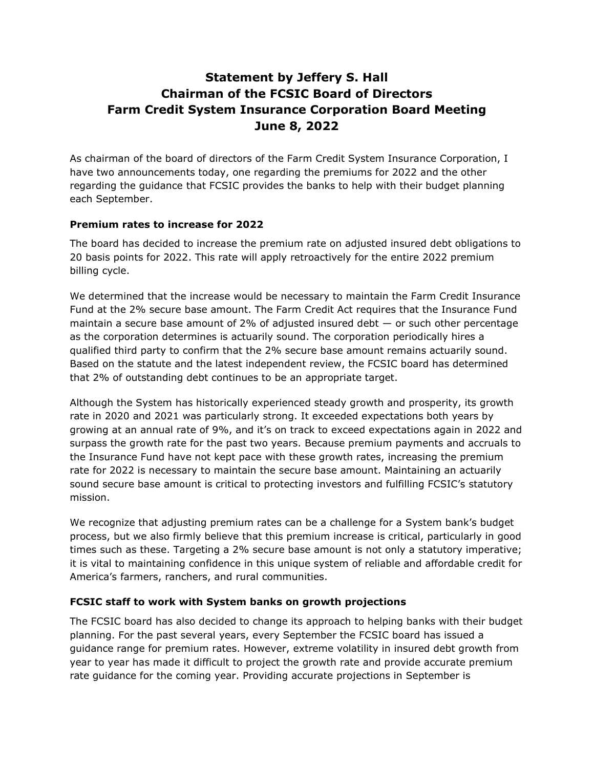# Statement by Jeffery S. Hall
# Chairman of the FCSIC Board of Directors
# Farm Credit System Insurance Corporation Board Meeting
# June 8, 2022

As chairman of the board of directors of the Farm Credit System Insurance Corporation, I have two announcements today, one regarding the premiums for 2022 and the other regarding the guidance that FCSIC provides the banks to help with their budget planning each September.

### Premium rates to increase for 2022

The board has decided to increase the premium rate on adjusted insured debt obligations to 20 basis points for 2022. This rate will apply retroactively for the entire 2022 premium billing cycle.

We determined that the increase would be necessary to maintain the Farm Credit Insurance Fund at the 2% secure base amount. The Farm Credit Act requires that the Insurance Fund maintain a secure base amount of 2% of adjusted insured debt — or such other percentage as the corporation determines is actuarily sound. The corporation periodically hires a qualified third party to confirm that the 2% secure base amount remains actuarily sound. Based on the statute and the latest independent review, the FCSIC board has determined that 2% of outstanding debt continues to be an appropriate target.

Although the System has historically experienced steady growth and prosperity, its growth rate in 2020 and 2021 was particularly strong. It exceeded expectations both years by growing at an annual rate of 9%, and it's on track to exceed expectations again in 2022 and surpass the growth rate for the past two years. Because premium payments and accruals to the Insurance Fund have not kept pace with these growth rates, increasing the premium rate for 2022 is necessary to maintain the secure base amount. Maintaining an actuarially sound secure base amount is critical to protecting investors and fulfilling FCSIC's statutory mission.

We recognize that adjusting premium rates can be a challenge for a System bank's budget process, but we also firmly believe that this premium increase is critical, particularly in good times such as these. Targeting a 2% secure base amount is not only a statutory imperative; it is vital to maintaining confidence in this unique system of reliable and affordable credit for America's farmers, ranchers, and rural communities.

### FCSIC staff to work with System banks on growth projections

The FCSIC board has also decided to change its approach to helping banks with their budget planning. For the past several years, every September the FCSIC board has issued a guidance range for premium rates. However, extreme volatility in insured debt growth from year to year has made it difficult to project the growth rate and provide accurate premium rate guidance for the coming year. Providing accurate projections in September is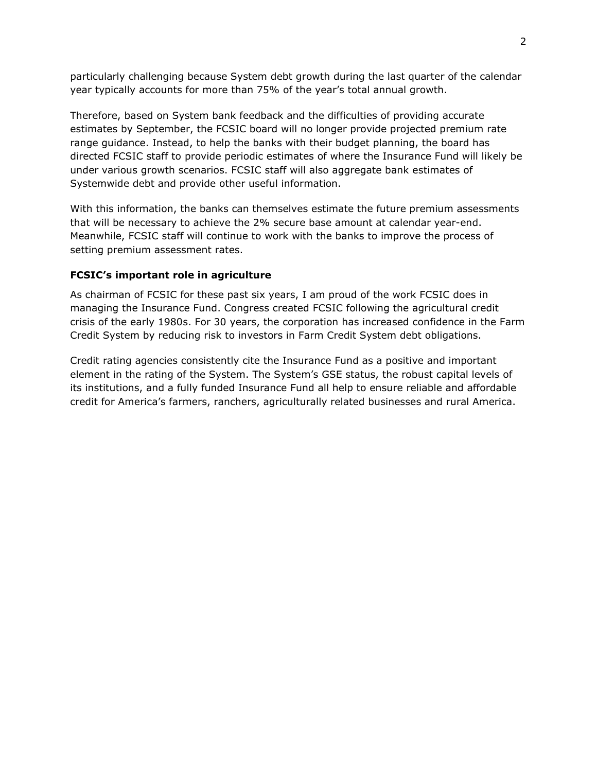particularly challenging because System debt growth during the last quarter of the calendar year typically accounts for more than 75% of the year's total annual growth.

Therefore, based on System bank feedback and the difficulties of providing accurate estimates by September, the FCSIC board will no longer provide projected premium rate range guidance. Instead, to help the banks with their budget planning, the board has directed FCSIC staff to provide periodic estimates of where the Insurance Fund will likely be under various growth scenarios. FCSIC staff will also aggregate bank estimates of Systemwide debt and provide other useful information.

With this information, the banks can themselves estimate the future premium assessments that will be necessary to achieve the 2% secure base amount at calendar year-end. Meanwhile, FCSIC staff will continue to work with the banks to improve the process of setting premium assessment rates.

**FCSIC's important role in agriculture**

As chairman of FCSIC for these past six years, I am proud of the work FCSIC does in managing the Insurance Fund. Congress created FCSIC following the agricultural credit crisis of the early 1980s. For 30 years, the corporation has increased confidence in the Farm Credit System by reducing risk to investors in Farm Credit System debt obligations.

Credit rating agencies consistently cite the Insurance Fund as a positive and important element in the rating of the System. The System's GSE status, the robust capital levels of its institutions, and a fully funded Insurance Fund all help to ensure reliable and affordable credit for America's farmers, ranchers, agriculturally related businesses and rural America.